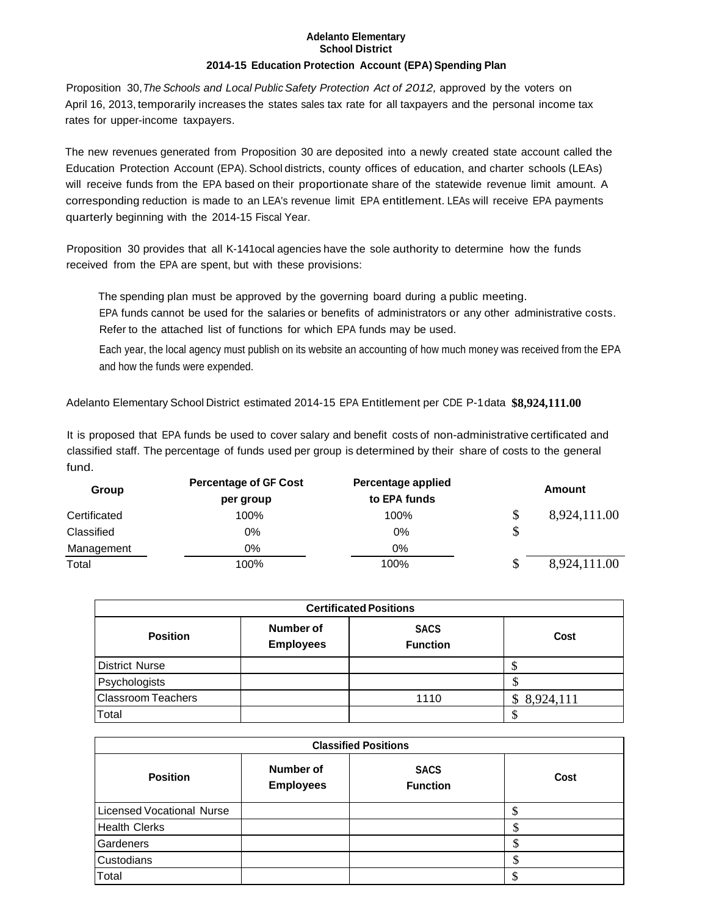**Adelanto Elementary School District**

**2014-15 Education Protection Account (EPA) Spending Plan**

Proposition 30, *The Schools and Local Public Safety Protection Act of 2012,* approved by the voters on April 16, 2013, temporarily increases the states sales tax rate for all taxpayers and the personal income tax rates for upper-income taxpayers.

The new revenues generated from Proposition 30 are deposited into a newly created state account called the Education Protection Account (EPA). School districts, county offices of education, and charter schools (LEAs) will receive funds from the EPA based on their proportionate share of the statewide revenue limit amount. A corresponding reduction is made to an LEA's revenue limit EPA entitlement. LEAs will receive EPA payments quarterly beginning with the 2014-15 Fiscal Year.

Proposition 30 provides that all K-141ocal agencies have the sole authority to determine how the funds received from the EPA are spent, but with these provisions:

The spending plan must be approved by the governing board during a public meeting.
EPA funds cannot be used for the salaries or benefits of administrators or any other administrative costs.
Refer to the attached list of functions for which EPA funds may be used.

Each year, the local agency must publish on its website an accounting of how much money was received from the EPA and how the funds were expended.

Adelanto Elementary School District estimated 2014-15 EPA Entitlement per CDE P-1data **$8,924,111.00**

It is proposed that EPA funds be used to cover salary and benefit costs of non-administrative certificated and classified staff. The percentage of funds used per group is determined by their share of costs to the general fund.

| Group | Percentage of GF Cost per group | Percentage applied to EPA funds | Amount |
|---|---|---|---|
| Certificated | 100% | 100% | $ 8,924,111.00 |
| Classified | 0% | 0% | $ |
| Management | 0% | 0% | |
| Total | 100% | 100% | $ 8,924,111.00 |

| Certificated Positions | | | |
|---|---|---|---|
| **Position** | **Number of Employees** | **SACS Function** | **Cost** |
| District Nurse | | | $ |
| Psychologists | | | $ |
| Classroom Teachers | | 1110 | $ 8,924,111 |
| Total | | | $ |

| Classified Positions | | | |
|---|---|---|---|
| **Position** | **Number of Employees** | **SACS Function** | **Cost** |
| Licensed Vocational Nurse | | | $ |
| Health Clerks | | | $ |
| Gardeners | | | $ |
| Custodians | | | $ |
| Total | | | $ |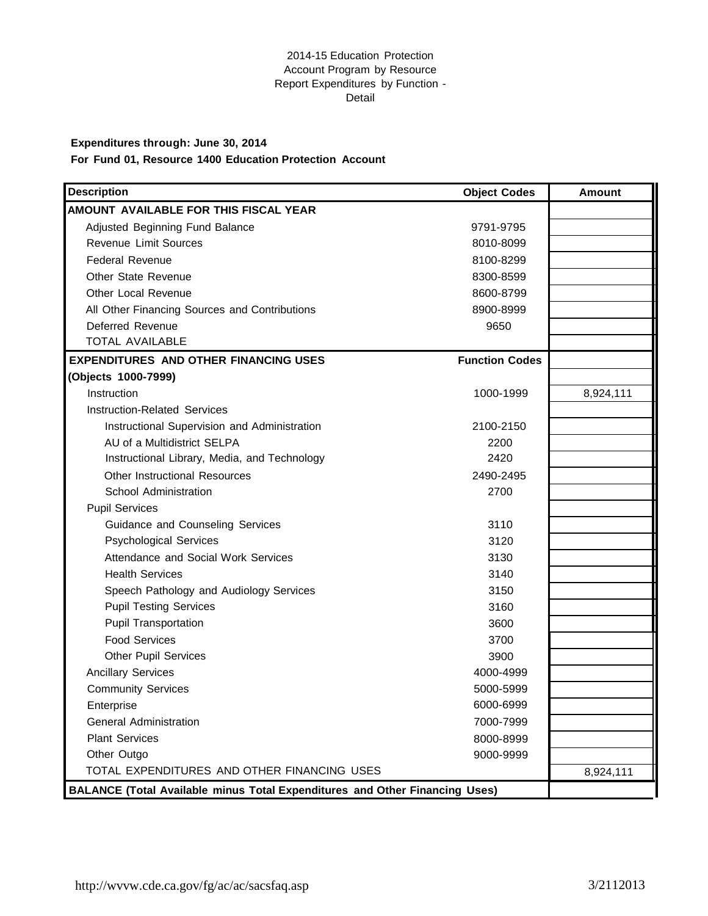2014-15 Education Protection Account Program by Resource Report Expenditures by Function - Detail

**Expenditures through: June 30, 2014**

**For Fund 01, Resource 1400 Education Protection Account**

| Description | Object Codes | Amount |
|---|---|---|
| **AMOUNT AVAILABLE FOR THIS FISCAL YEAR** | | |
| Adjusted Beginning Fund Balance | 9791-9795 | |
| Revenue Limit Sources | 8010-8099 | |
| Federal Revenue | 8100-8299 | |
| Other State Revenue | 8300-8599 | |
| Other Local Revenue | 8600-8799 | |
| All Other Financing Sources and Contributions | 8900-8999 | |
| Deferred Revenue | 9650 | |
| TOTAL AVAILABLE | | |
| **EXPENDITURES AND OTHER FINANCING USES** | **Function Codes** | |
| **(Objects 1000-7999)** | | |
| Instruction | 1000-1999 | 8,924,111 |
| Instruction-Related Services | | |
| Instructional Supervision and Administration | 2100-2150 | |
| AU of a Multidistrict SELPA | 2200 | |
| Instructional Library, Media, and Technology | 2420 | |
| Other Instructional Resources | 2490-2495 | |
| School Administration | 2700 | |
| Pupil Services | | |
| Guidance and Counseling Services | 3110 | |
| Psychological Services | 3120 | |
| Attendance and Social Work Services | 3130 | |
| Health Services | 3140 | |
| Speech Pathology and Audiology Services | 3150 | |
| Pupil Testing Services | 3160 | |
| Pupil Transportation | 3600 | |
| Food Services | 3700 | |
| Other Pupil Services | 3900 | |
| Ancillary Services | 4000-4999 | |
| Community Services | 5000-5999 | |
| Enterprise | 6000-6999 | |
| General Administration | 7000-7999 | |
| Plant Services | 8000-8999 | |
| Other Outgo | 9000-9999 | |
| TOTAL EXPENDITURES AND OTHER FINANCING USES | | 8,924,111 |
| **BALANCE (Total Available minus Total Expenditures and Other Financing Uses)** | | |

http://wvvw.cde.ca.gov/fg/ac/ac/sacsfaq.asp 3/2112013